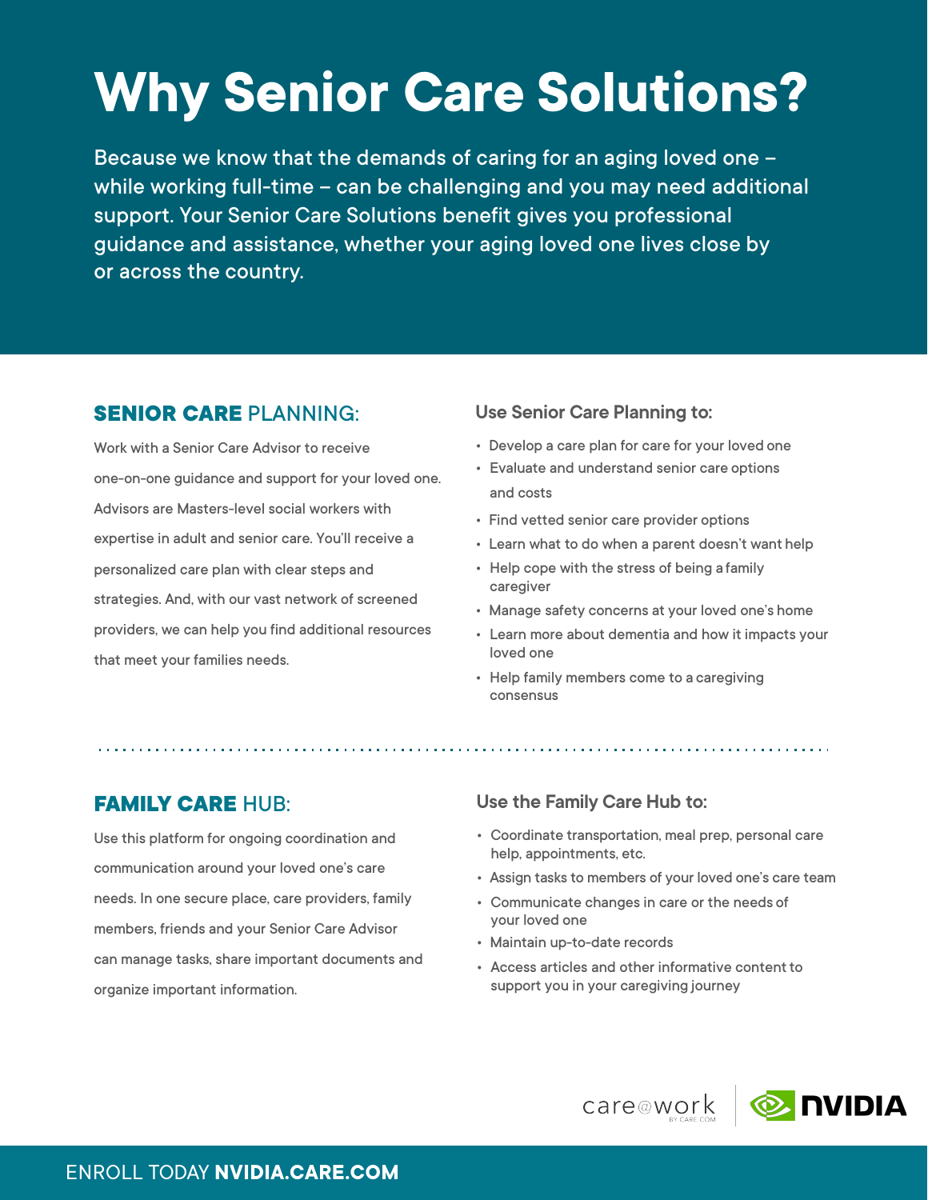# Why Senior Care Solutions?

Because we know that the demands of caring for an aging loved one – while working full-time – can be challenging and you may need additional support. Your Senior Care Solutions benefit gives you professional guidance and assistance, whether your aging loved one lives close by or across the country.

## SENIOR CARE PLANNING:

Work with a Senior Care Advisor to receive one-on-one guidance and support for your loved one. Advisors are Masters-level social workers with expertise in adult and senior care. You'll receive a personalized care plan with clear steps and strategies. And, with our vast network of screened providers, we can help you find additional resources that meet your families needs.

### Use Senior Care Planning to:

- Develop a care plan for care for your loved one
- Evaluate and understand senior care options and costs
- Find vetted senior care provider options
- Learn what to do when a parent doesn't want help
- Help cope with the stress of being a family caregiver
- Manage safety concerns at your loved one's home
- Learn more about dementia and how it impacts your loved one
- Help family members come to a caregiving consensus

## FAMILY CARE HUB:

Use this platform for ongoing coordination and communication around your loved one's care needs. In one secure place, care providers, family members, friends and your Senior Care Advisor can manage tasks, share important documents and organize important information.

### Use the Family Care Hub to:

- Coordinate transportation, meal prep, personal care help, appointments, etc.
- Assign tasks to members of your loved one's care team
- Communicate changes in care or the needs of your loved one
- Maintain up-to-date records
- Access articles and other informative content to support you in your caregiving journey

care@work BY CARE.COM | NVIDIA

ENROLL TODAY **NVIDIA.CARE.COM**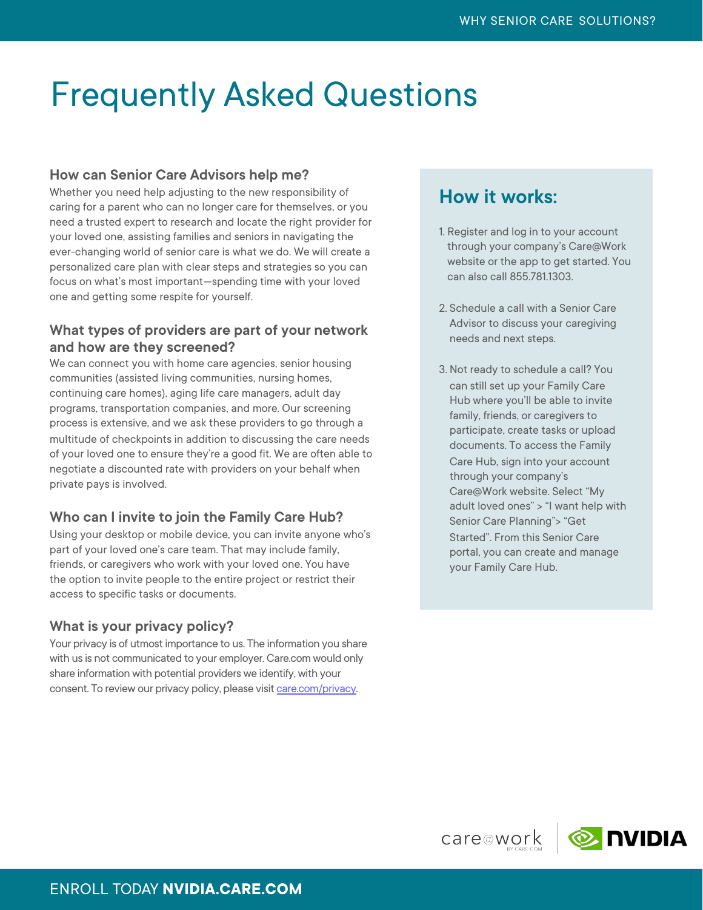# Frequently Asked Questions

### How can Senior Care Advisors help me?

Whether you need help adjusting to the new responsibility of caring for a parent who can no longer care for themselves, or you need a trusted expert to research and locate the right provider for your loved one, assisting families and seniors in navigating the ever-changing world of senior care is what we do. We will create a personalized care plan with clear steps and strategies so you can focus on what's most important—spending time with your loved one and getting some respite for yourself.

### What types of providers are part of your network and how are they screened?

We can connect you with home care agencies, senior housing communities (assisted living communities, nursing homes, continuing care homes), aging life care managers, adult day programs, transportation companies, and more. Our screening process is extensive, and we ask these providers to go through a multitude of checkpoints in addition to discussing the care needs of your loved one to ensure they're a good fit. We are often able to negotiate a discounted rate with providers on your behalf when private pays is involved.

### Who can I invite to join the Family Care Hub?

Using your desktop or mobile device, you can invite anyone who's part of your loved one's care team. That may include family, friends, or caregivers who work with your loved one. You have the option to invite people to the entire project or restrict their access to specific tasks or documents.

### What is your privacy policy?

Your privacy is of utmost importance to us. The information you share with us is not communicated to your employer. Care.com would only share information with potential providers we identify, with your consent. To review our privacy policy, please visit care.com/privacy.

## How it works:

1. Register and log in to your account through your company's Care@Work website or the app to get started. You can also call 855.781.1303.
2. Schedule a call with a Senior Care Advisor to discuss your caregiving needs and next steps.
3. Not ready to schedule a call? You can still set up your Family Care Hub where you'll be able to invite family, friends, or caregivers to participate, create tasks or upload documents. To access the Family Care Hub, sign into your account through your company's Care@Work website. Select "My adult loved ones" > "I want help with Senior Care Planning"> "Get Started". From this Senior Care portal, you can create and manage your Family Care Hub.

care@work BY CARE.COM | NVIDIA

ENROLL TODAY **NVIDIA.CARE.COM**